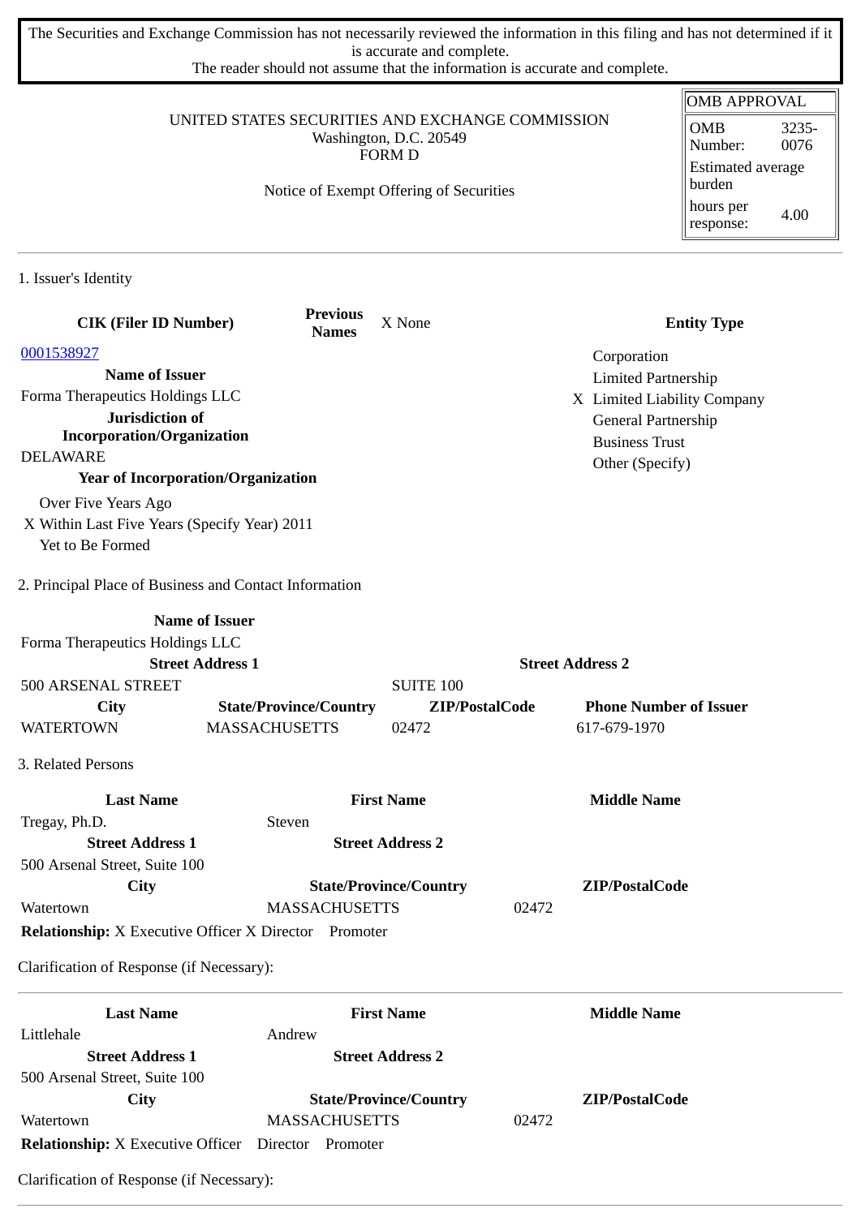The Securities and Exchange Commission has not necessarily reviewed the information in this filing and has not determined if it is accurate and complete.
The reader should not assume that the information is accurate and complete.

| OMB APPROVAL | |
|---|---|
| OMB Number: | 3235-0076 |
| Estimated average burden | |
| hours per response: | 4.00 |

UNITED STATES SECURITIES AND EXCHANGE COMMISSION
Washington, D.C. 20549
FORM D

Notice of Exempt Offering of Securities

## 1. Issuer's Identity

**CIK (Filer ID Number)**
0001538927

**Previous Names** X None

**Entity Type**
- Corporation
- Limited Partnership
- X Limited Liability Company
- General Partnership
- Business Trust
- Other (Specify)

**Name of Issuer**
Forma Therapeutics Holdings LLC

**Jurisdiction of Incorporation/Organization**
DELAWARE

**Year of Incorporation/Organization**
- Over Five Years Ago
- X Within Last Five Years (Specify Year) 2011
- Yet to Be Formed

## 2. Principal Place of Business and Contact Information

| Name of Issuer | | | |
|---|---|---|---|
| Forma Therapeutics Holdings LLC | | | |
| **Street Address 1** | | **Street Address 2** | |
| 500 ARSENAL STREET | | SUITE 100 | |
| **City** | **State/Province/Country** | **ZIP/PostalCode** | **Phone Number of Issuer** |
| WATERTOWN | MASSACHUSETTS | 02472 | 617-679-1970 |

## 3. Related Persons

| Last Name | First Name | Middle Name |
|---|---|---|
| Tregay, Ph.D. | Steven | |
| **Street Address 1** | **Street Address 2** | |
| 500 Arsenal Street, Suite 100 | | |
| **City** | **State/Province/Country** | **ZIP/PostalCode** |
| Watertown | MASSACHUSETTS | 02472 |

**Relationship:** X Executive Officer X Director Promoter

Clarification of Response (if Necessary):

| Last Name | First Name | Middle Name |
|---|---|---|
| Littlehale | Andrew | |
| **Street Address 1** | **Street Address 2** | |
| 500 Arsenal Street, Suite 100 | | |
| **City** | **State/Province/Country** | **ZIP/PostalCode** |
| Watertown | MASSACHUSETTS | 02472 |

**Relationship:** X Executive Officer Director Promoter

Clarification of Response (if Necessary):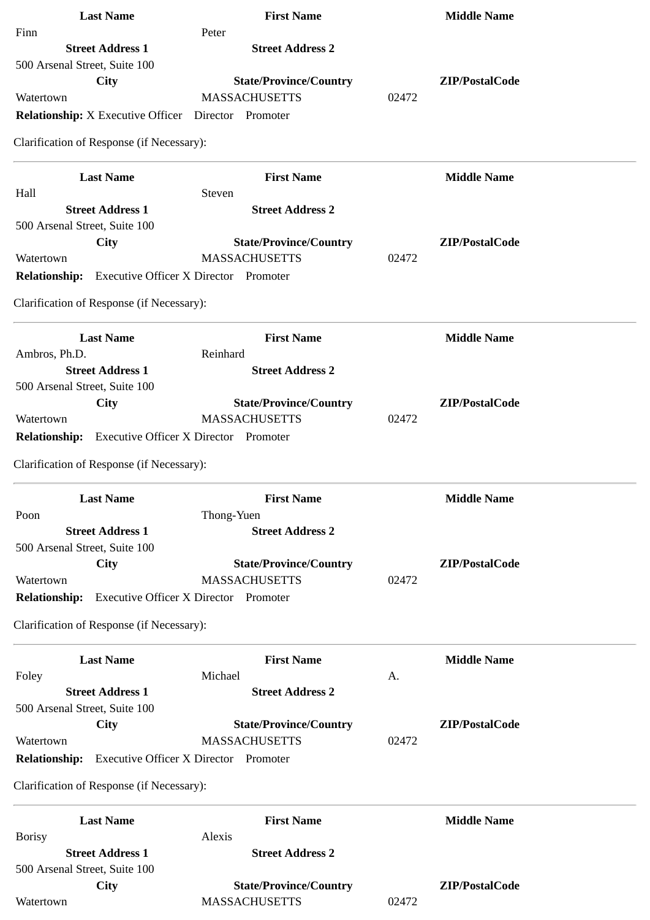| Last Name | First Name | Middle Name |
|---|---|---|
| Finn | Peter | |
| **Street Address 1** | **Street Address 2** | |
| 500 Arsenal Street, Suite 100 | | |
| **City** | **State/Province/Country** | **ZIP/PostalCode** |
| Watertown | MASSACHUSETTS | 02472 |

**Relationship:** X Executive Officer Director Promoter

Clarification of Response (if Necessary):

---

| Last Name | First Name | Middle Name |
|---|---|---|
| Hall | Steven | |
| **Street Address 1** | **Street Address 2** | |
| 500 Arsenal Street, Suite 100 | | |
| **City** | **State/Province/Country** | **ZIP/PostalCode** |
| Watertown | MASSACHUSETTS | 02472 |

**Relationship:** Executive Officer X Director Promoter

Clarification of Response (if Necessary):

---

| Last Name | First Name | Middle Name |
|---|---|---|
| Ambros, Ph.D. | Reinhard | |
| **Street Address 1** | **Street Address 2** | |
| 500 Arsenal Street, Suite 100 | | |
| **City** | **State/Province/Country** | **ZIP/PostalCode** |
| Watertown | MASSACHUSETTS | 02472 |

**Relationship:** Executive Officer X Director Promoter

Clarification of Response (if Necessary):

---

| Last Name | First Name | Middle Name |
|---|---|---|
| Poon | Thong-Yuen | |
| **Street Address 1** | **Street Address 2** | |
| 500 Arsenal Street, Suite 100 | | |
| **City** | **State/Province/Country** | **ZIP/PostalCode** |
| Watertown | MASSACHUSETTS | 02472 |

**Relationship:** Executive Officer X Director Promoter

Clarification of Response (if Necessary):

---

| Last Name | First Name | Middle Name |
|---|---|---|
| Foley | Michael | A. |
| **Street Address 1** | **Street Address 2** | |
| 500 Arsenal Street, Suite 100 | | |
| **City** | **State/Province/Country** | **ZIP/PostalCode** |
| Watertown | MASSACHUSETTS | 02472 |

**Relationship:** Executive Officer X Director Promoter

Clarification of Response (if Necessary):

---

| Last Name | First Name | Middle Name |
|---|---|---|
| Borisy | Alexis | |
| **Street Address 1** | **Street Address 2** | |
| 500 Arsenal Street, Suite 100 | | |
| **City** | **State/Province/Country** | **ZIP/PostalCode** |
| Watertown | MASSACHUSETTS | 02472 |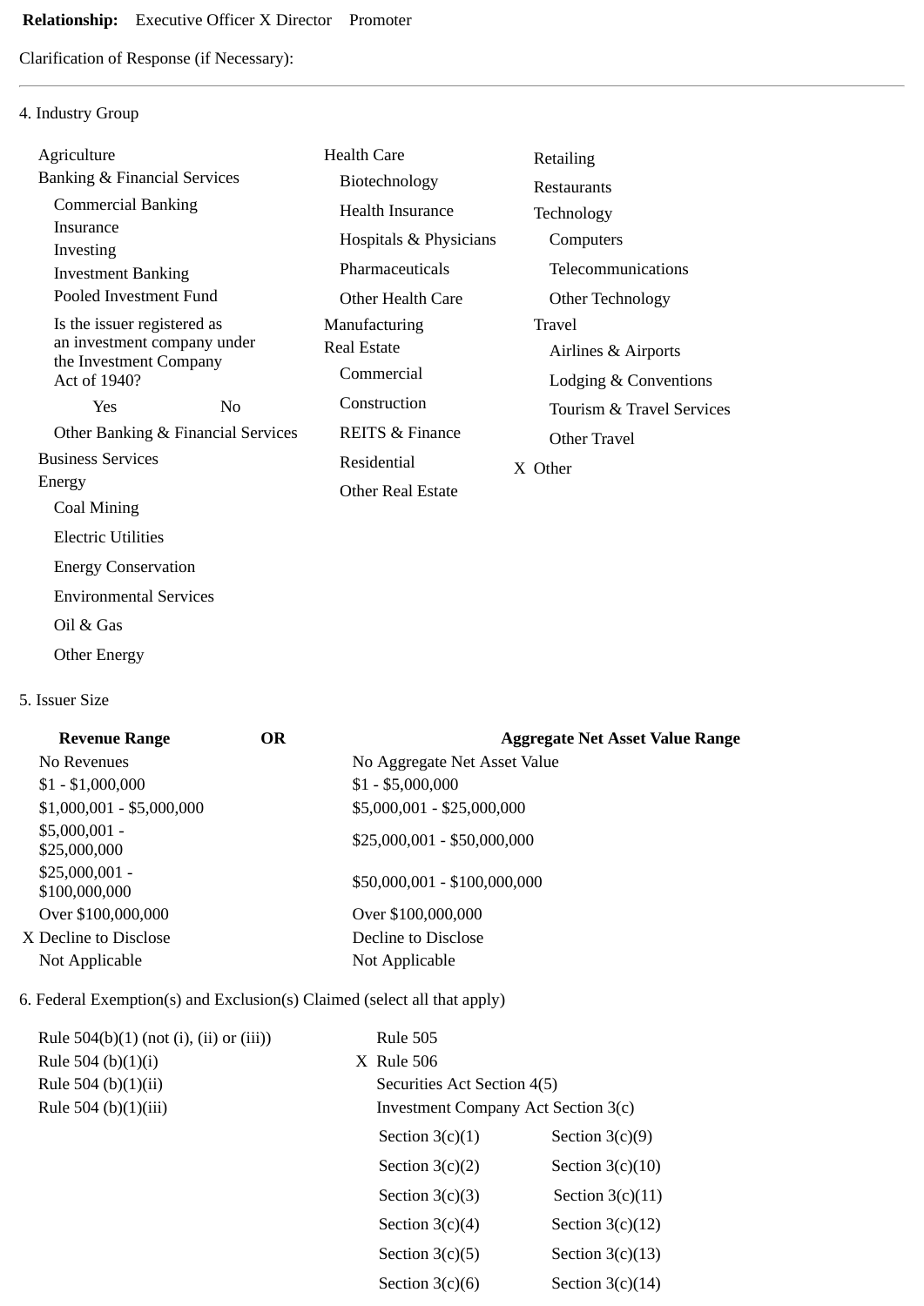**Relationship:** Executive Officer X Director Promoter

Clarification of Response (if Necessary):

---

4. Industry Group

- Agriculture
- Banking & Financial Services
  - Commercial Banking
  - Insurance
  - Investing
  - Investment Banking
  - Pooled Investment Fund
  - Is the issuer registered as an investment company under the Investment Company Act of 1940?
    - Yes
    - No
  - Other Banking & Financial Services
- Business Services
- Energy
  - Coal Mining
  - Electric Utilities
  - Energy Conservation
  - Environmental Services
  - Oil & Gas
  - Other Energy
- Health Care
  - Biotechnology
  - Health Insurance
  - Hospitals & Physicians
  - Pharmaceuticals
  - Other Health Care
- Manufacturing
- Real Estate
  - Commercial
  - Construction
  - REITS & Finance
  - Residential
  - Other Real Estate
- Retailing
- Restaurants
- Technology
  - Computers
  - Telecommunications
  - Other Technology
- Travel
  - Airlines & Airports
  - Lodging & Conventions
  - Tourism & Travel Services
  - Other Travel
- X Other

5. Issuer Size

| Revenue Range | OR | Aggregate Net Asset Value Range |
|---|---|---|
| No Revenues | | No Aggregate Net Asset Value |
| $1 - $1,000,000 | | $1 - $5,000,000 |
| $1,000,001 - $5,000,000 | | $5,000,001 - $25,000,000 |
| $5,000,001 - $25,000,000 | | $25,000,001 - $50,000,000 |
| $25,000,001 - $100,000,000 | | $50,000,001 - $100,000,000 |
| Over $100,000,000 | | Over $100,000,000 |
| X Decline to Disclose | | Decline to Disclose |
| Not Applicable | | Not Applicable |

6. Federal Exemption(s) and Exclusion(s) Claimed (select all that apply)

- Rule 504(b)(1) (not (i), (ii) or (iii))
- Rule 504 (b)(1)(i)
- Rule 504 (b)(1)(ii)
- Rule 504 (b)(1)(iii)
- Rule 505
- X Rule 506
- Securities Act Section 4(5)
- Investment Company Act Section 3(c)

| | |
|---|---|
| Section 3(c)(1) | Section 3(c)(9) |
| Section 3(c)(2) | Section 3(c)(10) |
| Section 3(c)(3) | Section 3(c)(11) |
| Section 3(c)(4) | Section 3(c)(12) |
| Section 3(c)(5) | Section 3(c)(13) |
| Section 3(c)(6) | Section 3(c)(14) |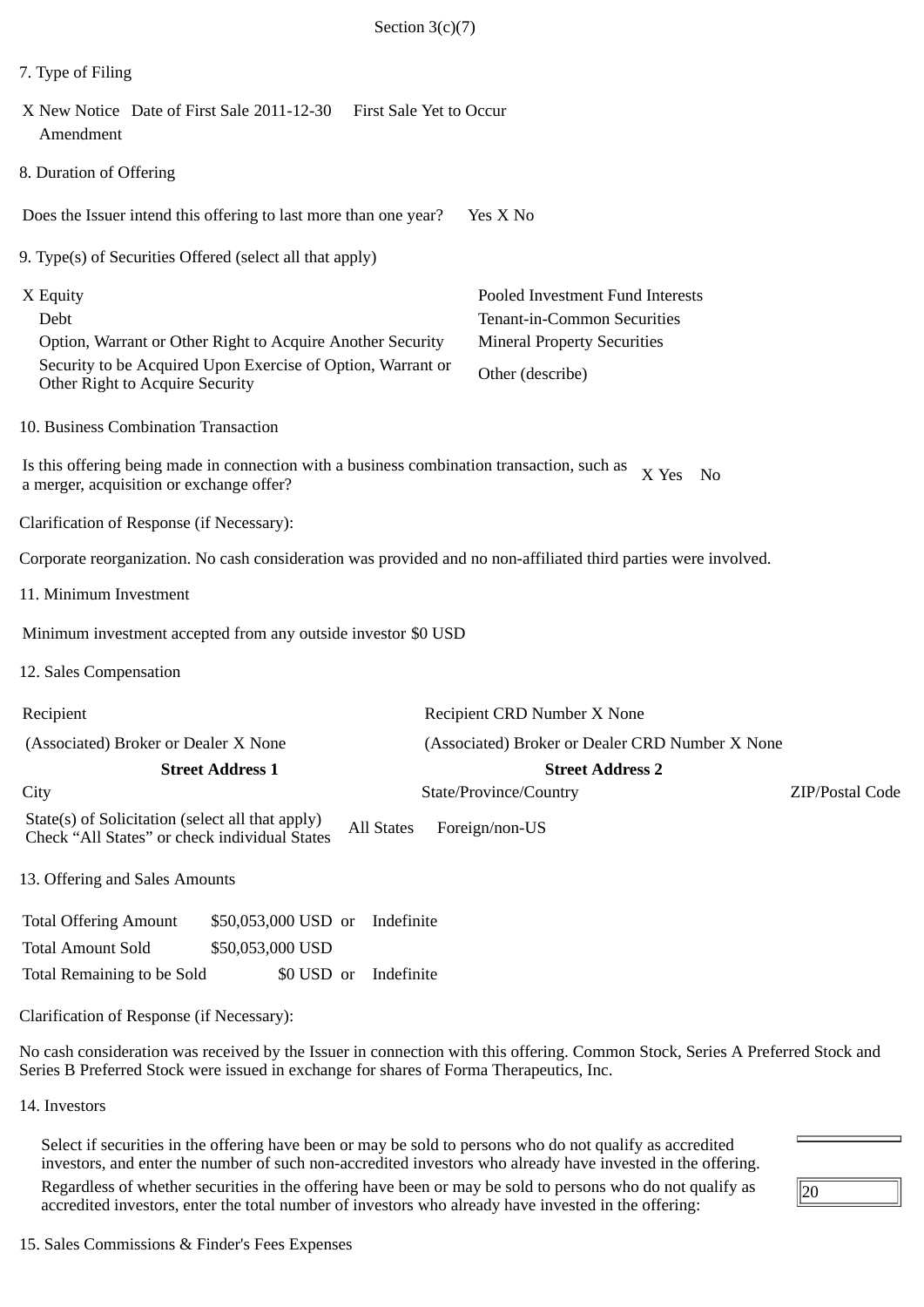Section 3(c)(7)

7. Type of Filing

X New Notice Date of First Sale 2011-12-30 First Sale Yet to Occur
Amendment

8. Duration of Offering

Does the Issuer intend this offering to last more than one year? Yes X No

9. Type(s) of Securities Offered (select all that apply)

| | |
|---|---|
| X Equity | Pooled Investment Fund Interests |
| Debt | Tenant-in-Common Securities |
| Option, Warrant or Other Right to Acquire Another Security | Mineral Property Securities |
| Security to be Acquired Upon Exercise of Option, Warrant or Other Right to Acquire Security | Other (describe) |

10. Business Combination Transaction

Is this offering being made in connection with a business combination transaction, such as a merger, acquisition or exchange offer? X Yes No

Clarification of Response (if Necessary):

Corporate reorganization. No cash consideration was provided and no non-affiliated third parties were involved.

11. Minimum Investment

Minimum investment accepted from any outside investor $0 USD

12. Sales Compensation

| | | |
|---|---|---|
| Recipient | Recipient CRD Number X None | |
| (Associated) Broker or Dealer X None | (Associated) Broker or Dealer CRD Number X None | |
| **Street Address 1** | **Street Address 2** | |
| City | State/Province/Country | ZIP/Postal Code |
| State(s) of Solicitation (select all that apply) Check "All States" or check individual States | All States Foreign/non-US | |

13. Offering and Sales Amounts

| | | |
|---|---|---|
| Total Offering Amount | $50,053,000 USD or | Indefinite |
| Total Amount Sold | $50,053,000 USD | |
| Total Remaining to be Sold | $0 USD or | Indefinite |

Clarification of Response (if Necessary):

No cash consideration was received by the Issuer in connection with this offering. Common Stock, Series A Preferred Stock and Series B Preferred Stock were issued in exchange for shares of Forma Therapeutics, Inc.

14. Investors

| | |
|---|---|
| Select if securities in the offering have been or may be sold to persons who do not qualify as accredited investors, and enter the number of such non-accredited investors who already have invested in the offering. | |
| Regardless of whether securities in the offering have been or may be sold to persons who do not qualify as accredited investors, enter the total number of investors who already have invested in the offering: | 20 |

15. Sales Commissions & Finder's Fees Expenses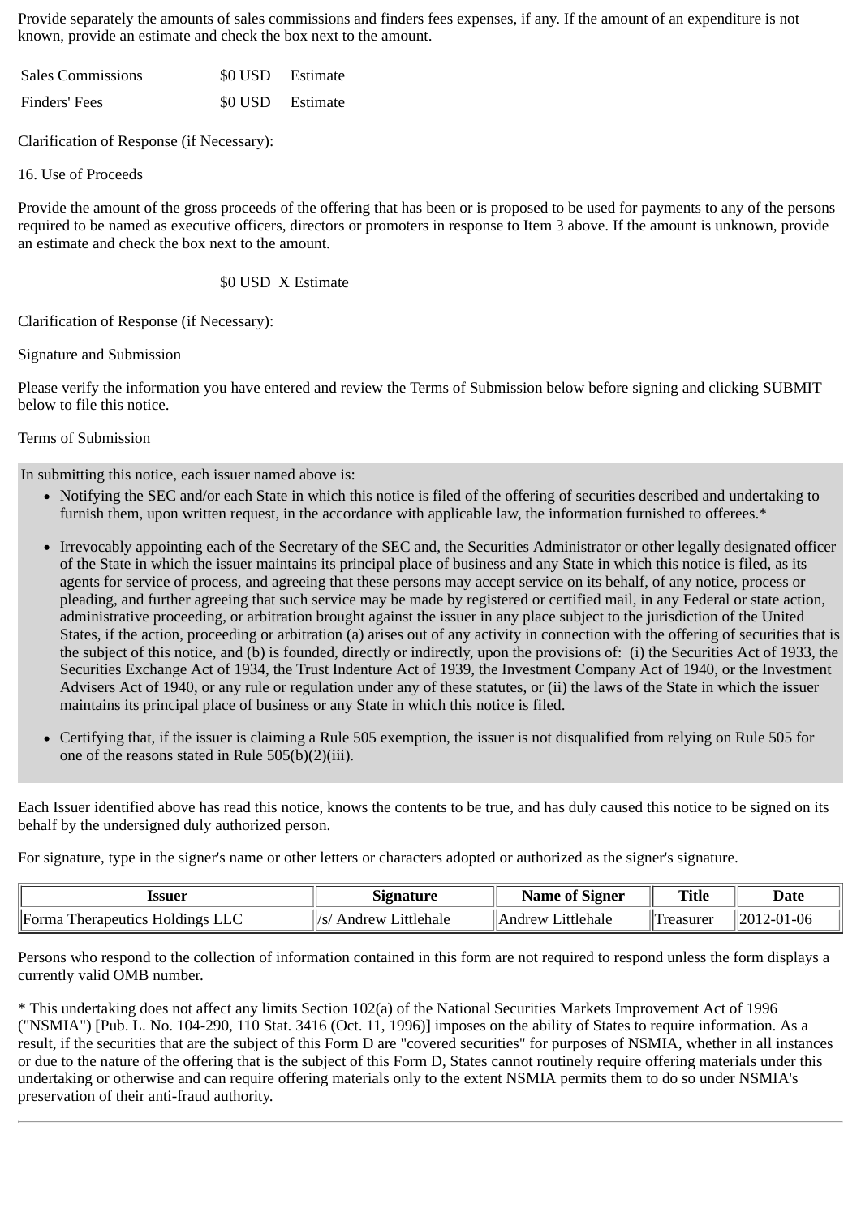Provide separately the amounts of sales commissions and finders fees expenses, if any. If the amount of an expenditure is not known, provide an estimate and check the box next to the amount.

| | | |
|---|---|---|
| Sales Commissions | $0 USD | Estimate |
| Finders' Fees | $0 USD | Estimate |

Clarification of Response (if Necessary):

16. Use of Proceeds

Provide the amount of the gross proceeds of the offering that has been or is proposed to be used for payments to any of the persons required to be named as executive officers, directors or promoters in response to Item 3 above. If the amount is unknown, provide an estimate and check the box next to the amount.

$0 USD X Estimate

Clarification of Response (if Necessary):

Signature and Submission

Please verify the information you have entered and review the Terms of Submission below before signing and clicking SUBMIT below to file this notice.

Terms of Submission

In submitting this notice, each issuer named above is:

- Notifying the SEC and/or each State in which this notice is filed of the offering of securities described and undertaking to furnish them, upon written request, in the accordance with applicable law, the information furnished to offerees.*
- Irrevocably appointing each of the Secretary of the SEC and, the Securities Administrator or other legally designated officer of the State in which the issuer maintains its principal place of business and any State in which this notice is filed, as its agents for service of process, and agreeing that these persons may accept service on its behalf, of any notice, process or pleading, and further agreeing that such service may be made by registered or certified mail, in any Federal or state action, administrative proceeding, or arbitration brought against the issuer in any place subject to the jurisdiction of the United States, if the action, proceeding or arbitration (a) arises out of any activity in connection with the offering of securities that is the subject of this notice, and (b) is founded, directly or indirectly, upon the provisions of: (i) the Securities Act of 1933, the Securities Exchange Act of 1934, the Trust Indenture Act of 1939, the Investment Company Act of 1940, or the Investment Advisers Act of 1940, or any rule or regulation under any of these statutes, or (ii) the laws of the State in which the issuer maintains its principal place of business or any State in which this notice is filed.
- Certifying that, if the issuer is claiming a Rule 505 exemption, the issuer is not disqualified from relying on Rule 505 for one of the reasons stated in Rule 505(b)(2)(iii).

Each Issuer identified above has read this notice, knows the contents to be true, and has duly caused this notice to be signed on its behalf by the undersigned duly authorized person.

For signature, type in the signer's name or other letters or characters adopted or authorized as the signer's signature.

| Issuer | Signature | Name of Signer | Title | Date |
|---|---|---|---|---|
| Forma Therapeutics Holdings LLC | /s/ Andrew Littlehale | Andrew Littlehale | Treasurer | 2012-01-06 |

Persons who respond to the collection of information contained in this form are not required to respond unless the form displays a currently valid OMB number.

* This undertaking does not affect any limits Section 102(a) of the National Securities Markets Improvement Act of 1996 ("NSMIA") [Pub. L. No. 104-290, 110 Stat. 3416 (Oct. 11, 1996)] imposes on the ability of States to require information. As a result, if the securities that are the subject of this Form D are "covered securities" for purposes of NSMIA, whether in all instances or due to the nature of the offering that is the subject of this Form D, States cannot routinely require offering materials under this undertaking or otherwise and can require offering materials only to the extent NSMIA permits them to do so under NSMIA's preservation of their anti-fraud authority.